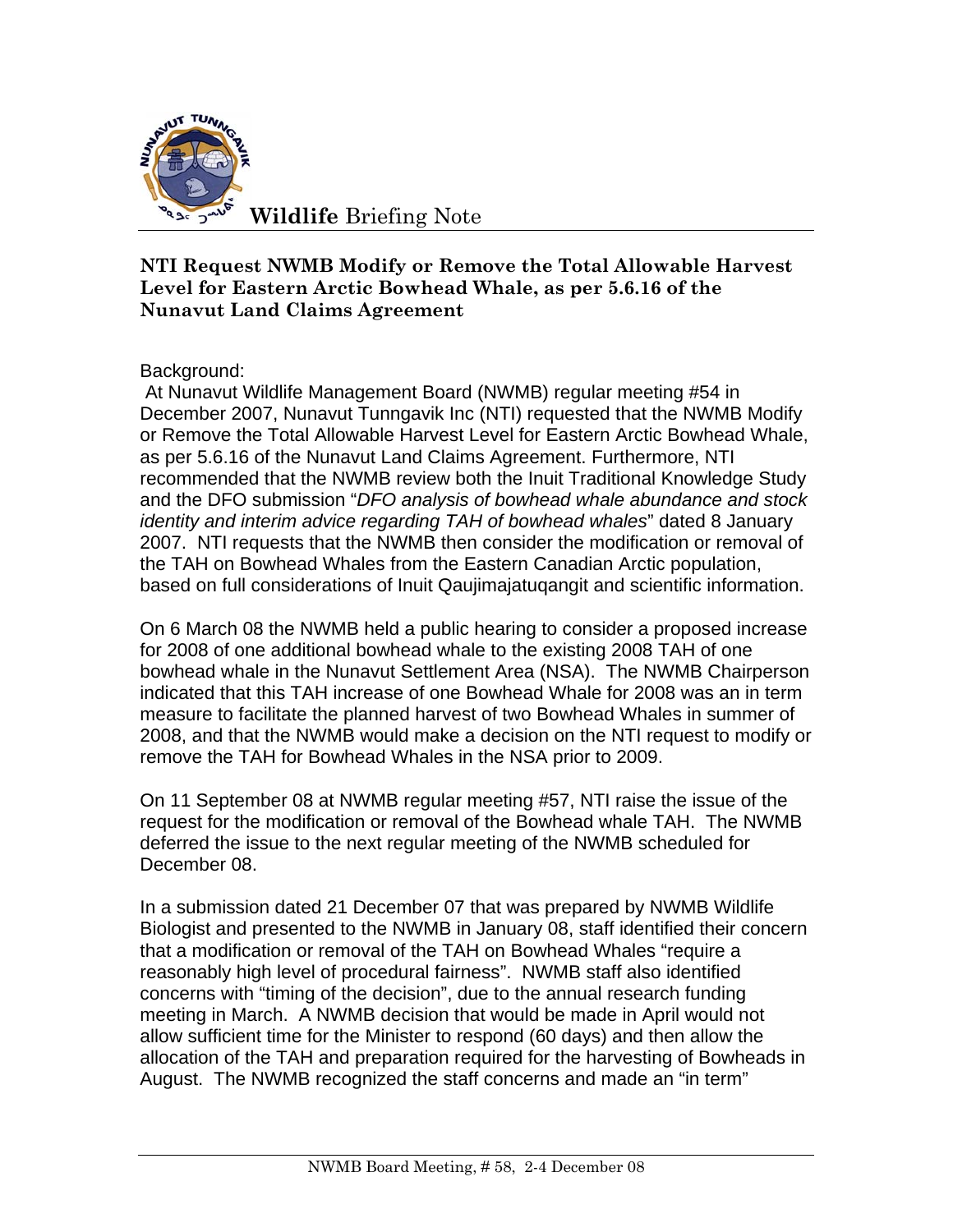**Wildlife** Briefing Note

### NTI Request NWMB Modify or Remove the Total Allowable Harvest Level for Eastern Arctic Bowhead Whale, as per 5.6.16 of the Nunavut Land Claims Agreement

Background:

At Nunavut Wildlife Management Board (NWMB) regular meeting #54 in December 2007, Nunavut Tunngavik Inc (NTI) requested that the NWMB Modify or Remove the Total Allowable Harvest Level for Eastern Arctic Bowhead Whale, as per 5.6.16 of the Nunavut Land Claims Agreement. Furthermore, NTI recommended that the NWMB review both the Inuit Traditional Knowledge Study and the DFO submission "*DFO analysis of bowhead whale abundance and stock identity and interim advice regarding TAH of bowhead whales*" dated 8 January 2007. NTI requests that the NWMB then consider the modification or removal of the TAH on Bowhead Whales from the Eastern Canadian Arctic population, based on full considerations of Inuit Qaujimajatuqangit and scientific information.

On 6 March 08 the NWMB held a public hearing to consider a proposed increase for 2008 of one additional bowhead whale to the existing 2008 TAH of one bowhead whale in the Nunavut Settlement Area (NSA). The NWMB Chairperson indicated that this TAH increase of one Bowhead Whale for 2008 was an in term measure to facilitate the planned harvest of two Bowhead Whales in summer of 2008, and that the NWMB would make a decision on the NTI request to modify or remove the TAH for Bowhead Whales in the NSA prior to 2009.

On 11 September 08 at NWMB regular meeting #57, NTI raise the issue of the request for the modification or removal of the Bowhead whale TAH. The NWMB deferred the issue to the next regular meeting of the NWMB scheduled for December 08.

In a submission dated 21 December 07 that was prepared by NWMB Wildlife Biologist and presented to the NWMB in January 08, staff identified their concern that a modification or removal of the TAH on Bowhead Whales "require a reasonably high level of procedural fairness". NWMB staff also identified concerns with "timing of the decision", due to the annual research funding meeting in March. A NWMB decision that would be made in April would not allow sufficient time for the Minister to respond (60 days) and then allow the allocation of the TAH and preparation required for the harvesting of Bowheads in August. The NWMB recognized the staff concerns and made an "in term"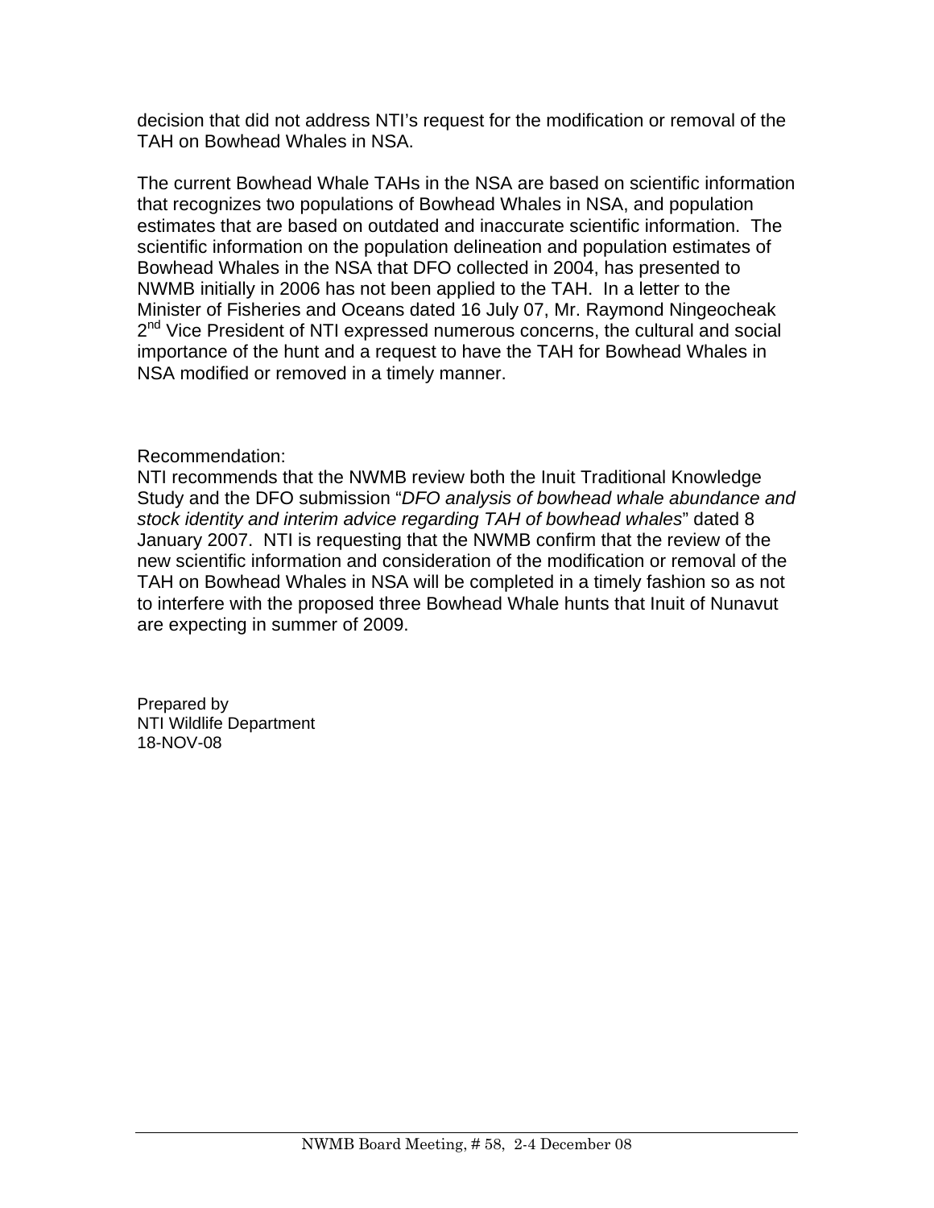decision that did not address NTI's request for the modification or removal of the TAH on Bowhead Whales in NSA.

The current Bowhead Whale TAHs in the NSA are based on scientific information that recognizes two populations of Bowhead Whales in NSA, and population estimates that are based on outdated and inaccurate scientific information. The scientific information on the population delineation and population estimates of Bowhead Whales in the NSA that DFO collected in 2004, has presented to NWMB initially in 2006 has not been applied to the TAH. In a letter to the Minister of Fisheries and Oceans dated 16 July 07, Mr. Raymond Ningeocheak 2nd Vice President of NTI expressed numerous concerns, the cultural and social importance of the hunt and a request to have the TAH for Bowhead Whales in NSA modified or removed in a timely manner.

Recommendation:
NTI recommends that the NWMB review both the Inuit Traditional Knowledge Study and the DFO submission "*DFO analysis of bowhead whale abundance and stock identity and interim advice regarding TAH of bowhead whales*" dated 8 January 2007. NTI is requesting that the NWMB confirm that the review of the new scientific information and consideration of the modification or removal of the TAH on Bowhead Whales in NSA will be completed in a timely fashion so as not to interfere with the proposed three Bowhead Whale hunts that Inuit of Nunavut are expecting in summer of 2009.

Prepared by
NTI Wildlife Department
18-NOV-08